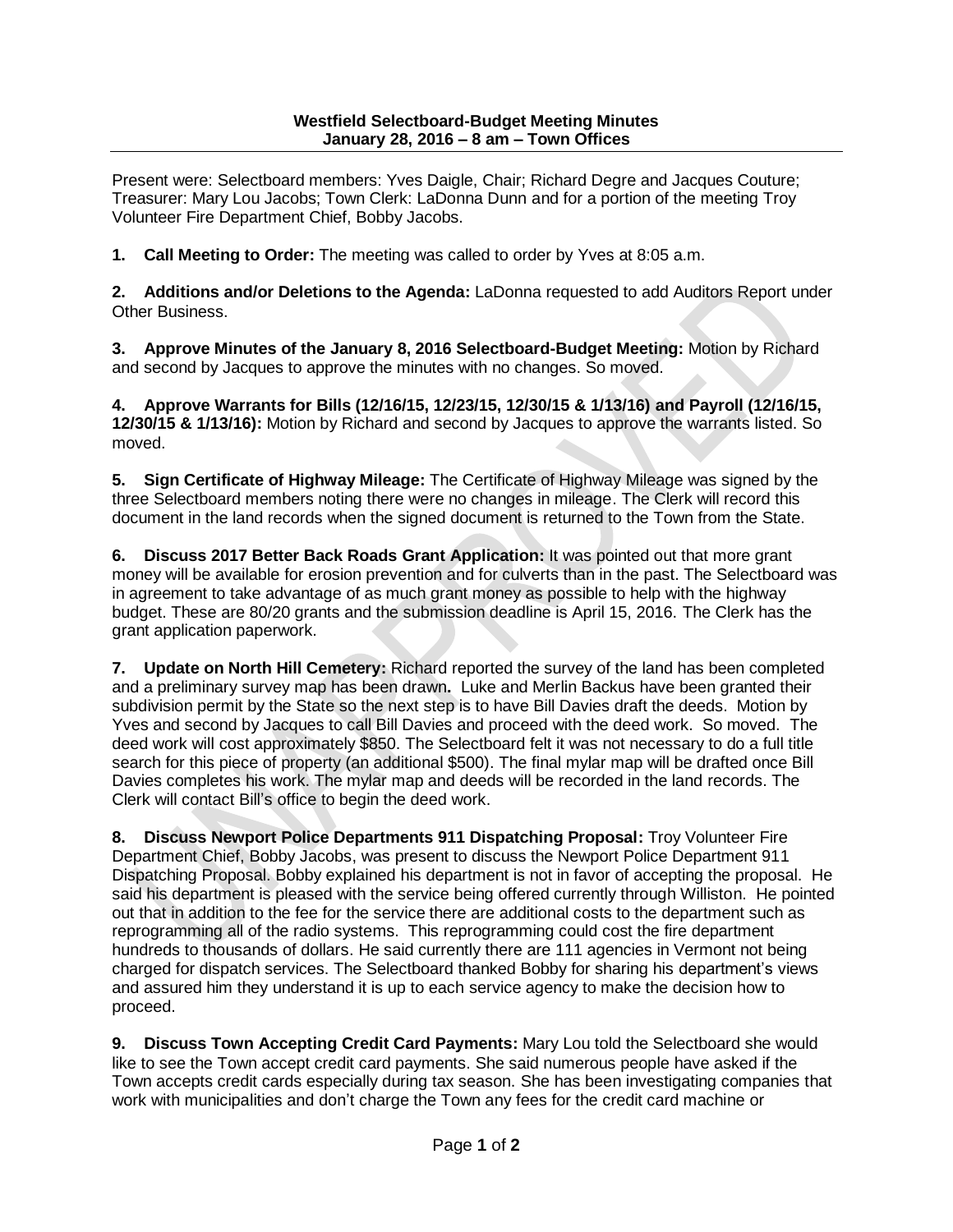**Westfield Selectboard-Budget Meeting Minutes**
**January 28, 2016 – 8 am – Town Offices**

Present were: Selectboard members: Yves Daigle, Chair; Richard Degre and Jacques Couture; Treasurer: Mary Lou Jacobs; Town Clerk: LaDonna Dunn and for a portion of the meeting Troy Volunteer Fire Department Chief, Bobby Jacobs.

**1. Call Meeting to Order:** The meeting was called to order by Yves at 8:05 a.m.

**2. Additions and/or Deletions to the Agenda:** LaDonna requested to add Auditors Report under Other Business.

**3. Approve Minutes of the January 8, 2016 Selectboard-Budget Meeting:** Motion by Richard and second by Jacques to approve the minutes with no changes. So moved.

**4. Approve Warrants for Bills (12/16/15, 12/23/15, 12/30/15 & 1/13/16) and Payroll (12/16/15, 12/30/15 & 1/13/16):** Motion by Richard and second by Jacques to approve the warrants listed. So moved.

**5. Sign Certificate of Highway Mileage:** The Certificate of Highway Mileage was signed by the three Selectboard members noting there were no changes in mileage. The Clerk will record this document in the land records when the signed document is returned to the Town from the State.

**6. Discuss 2017 Better Back Roads Grant Application:** It was pointed out that more grant money will be available for erosion prevention and for culverts than in the past. The Selectboard was in agreement to take advantage of as much grant money as possible to help with the highway budget. These are 80/20 grants and the submission deadline is April 15, 2016. The Clerk has the grant application paperwork.

**7. Update on North Hill Cemetery:** Richard reported the survey of the land has been completed and a preliminary survey map has been drawn**.** Luke and Merlin Backus have been granted their subdivision permit by the State so the next step is to have Bill Davies draft the deeds. Motion by Yves and second by Jacques to call Bill Davies and proceed with the deed work. So moved. The deed work will cost approximately $850. The Selectboard felt it was not necessary to do a full title search for this piece of property (an additional $500). The final mylar map will be drafted once Bill Davies completes his work. The mylar map and deeds will be recorded in the land records. The Clerk will contact Bill's office to begin the deed work.

**8. Discuss Newport Police Departments 911 Dispatching Proposal:** Troy Volunteer Fire Department Chief, Bobby Jacobs, was present to discuss the Newport Police Department 911 Dispatching Proposal. Bobby explained his department is not in favor of accepting the proposal. He said his department is pleased with the service being offered currently through Williston. He pointed out that in addition to the fee for the service there are additional costs to the department such as reprogramming all of the radio systems. This reprogramming could cost the fire department hundreds to thousands of dollars. He said currently there are 111 agencies in Vermont not being charged for dispatch services. The Selectboard thanked Bobby for sharing his department's views and assured him they understand it is up to each service agency to make the decision how to proceed.

**9. Discuss Town Accepting Credit Card Payments:** Mary Lou told the Selectboard she would like to see the Town accept credit card payments. She said numerous people have asked if the Town accepts credit cards especially during tax season. She has been investigating companies that work with municipalities and don't charge the Town any fees for the credit card machine or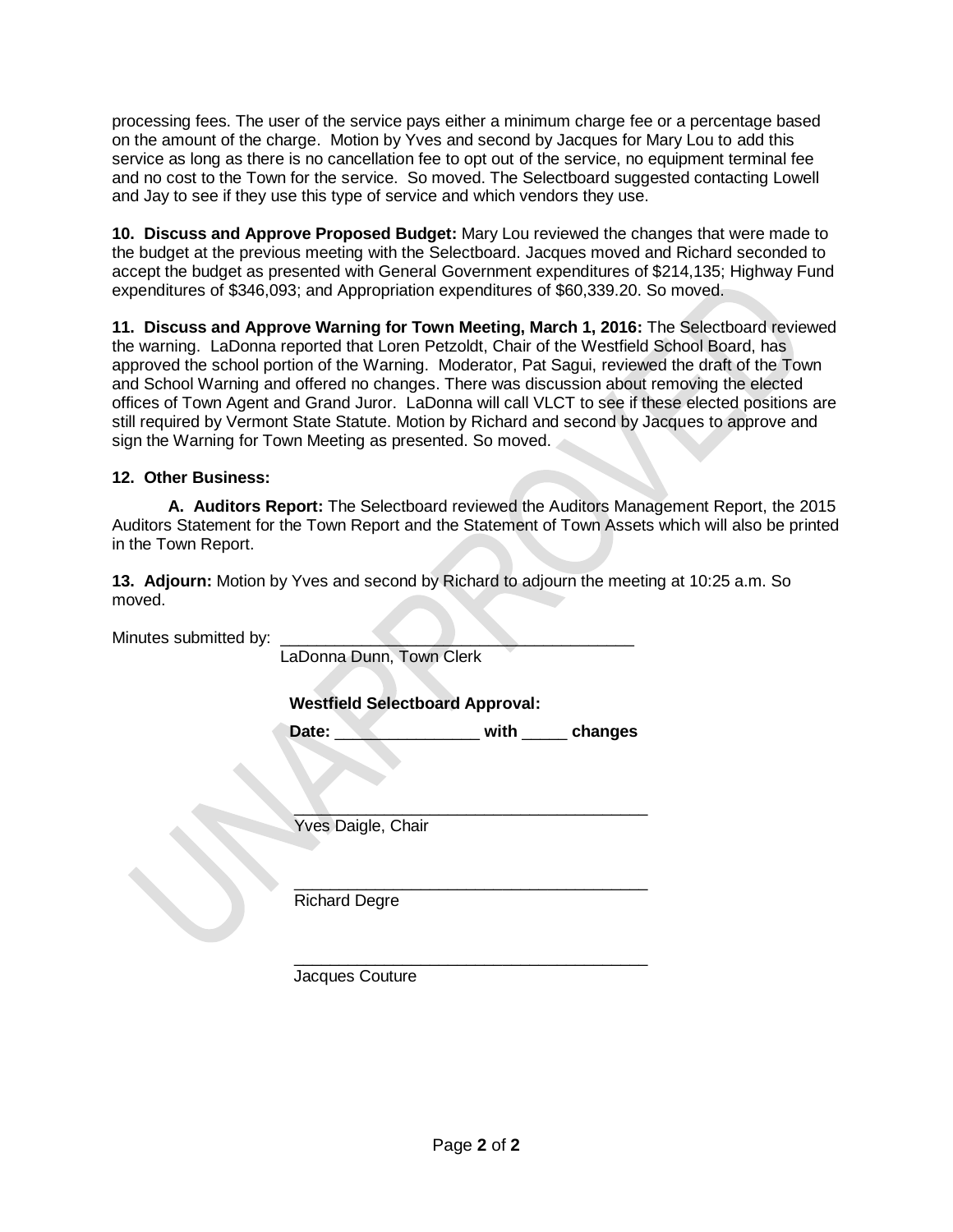processing fees. The user of the service pays either a minimum charge fee or a percentage based on the amount of the charge. Motion by Yves and second by Jacques for Mary Lou to add this service as long as there is no cancellation fee to opt out of the service, no equipment terminal fee and no cost to the Town for the service. So moved. The Selectboard suggested contacting Lowell and Jay to see if they use this type of service and which vendors they use.

**10. Discuss and Approve Proposed Budget:** Mary Lou reviewed the changes that were made to the budget at the previous meeting with the Selectboard. Jacques moved and Richard seconded to accept the budget as presented with General Government expenditures of $214,135; Highway Fund expenditures of $346,093; and Appropriation expenditures of $60,339.20. So moved.

**11. Discuss and Approve Warning for Town Meeting, March 1, 2016:** The Selectboard reviewed the warning. LaDonna reported that Loren Petzoldt, Chair of the Westfield School Board, has approved the school portion of the Warning. Moderator, Pat Sagui, reviewed the draft of the Town and School Warning and offered no changes. There was discussion about removing the elected offices of Town Agent and Grand Juror. LaDonna will call VLCT to see if these elected positions are still required by Vermont State Statute. Motion by Richard and second by Jacques to approve and sign the Warning for Town Meeting as presented. So moved.

**12. Other Business:**

**A. Auditors Report:** The Selectboard reviewed the Auditors Management Report, the 2015 Auditors Statement for the Town Report and the Statement of Town Assets which will also be printed in the Town Report.

**13. Adjourn:** Motion by Yves and second by Richard to adjourn the meeting at 10:25 a.m. So moved.

Minutes submitted by: ______________________________________
LaDonna Dunn, Town Clerk

**Westfield Selectboard Approval:**

**Date:** ________________ **with** _____ **changes**

______________________________________
Yves Daigle, Chair

______________________________________
Richard Degre

______________________________________
Jacques Couture

UNAPPROVED